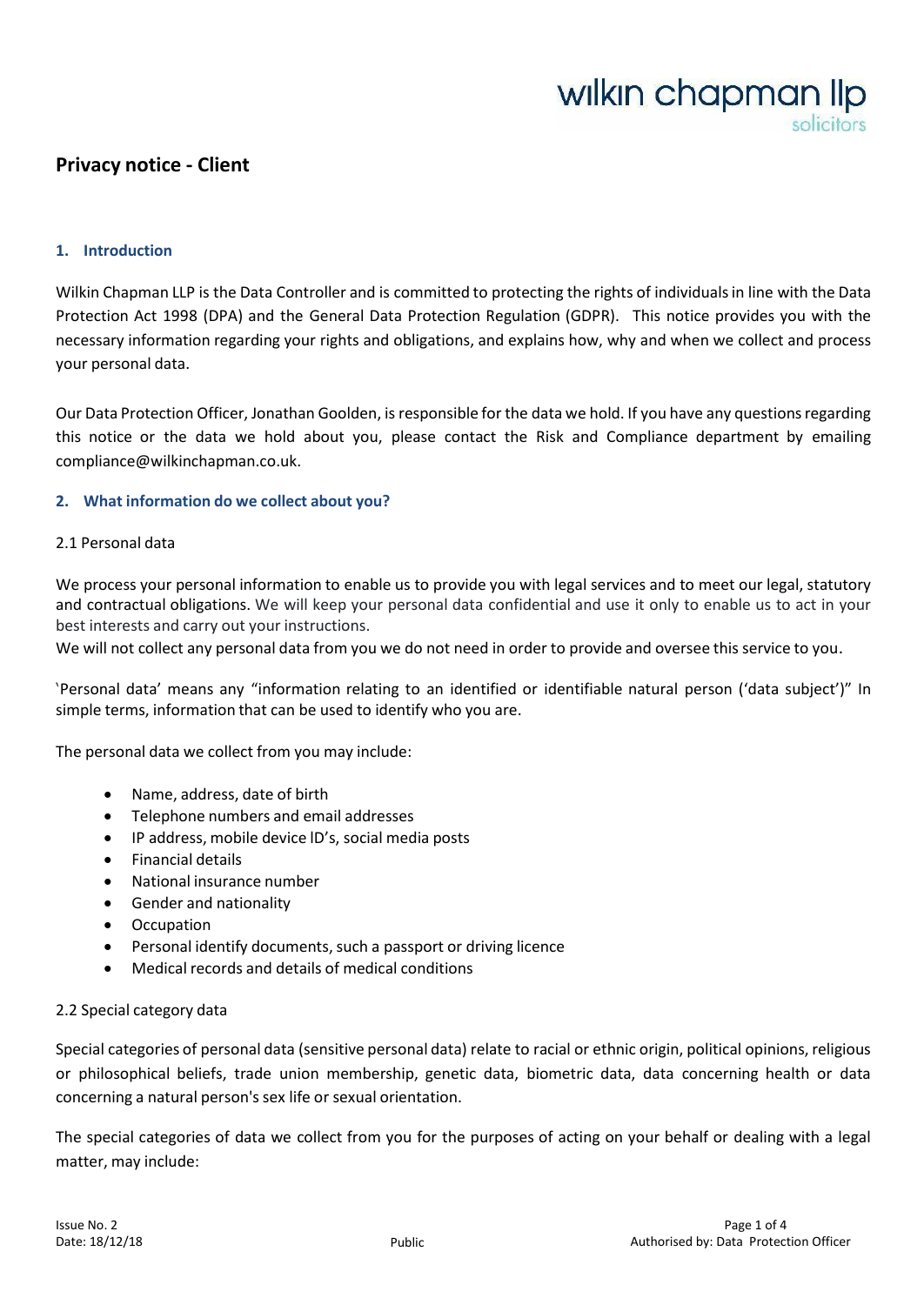# Privacy notice - Client

## 1. Introduction

Wilkin Chapman LLP is the Data Controller and is committed to protecting the rights of individuals in line with the Data Protection Act 1998 (DPA) and the General Data Protection Regulation (GDPR). This notice provides you with the necessary information regarding your rights and obligations, and explains how, why and when we collect and process your personal data.

Our Data Protection Officer, Jonathan Goolden, is responsible for the data we hold. If you have any questions regarding this notice or the data we hold about you, please contact the Risk and Compliance department by emailing compliance@wilkinchapman.co.uk.

## 2. What information do we collect about you?

### 2.1 Personal data

We process your personal information to enable us to provide you with legal services and to meet our legal, statutory and contractual obligations. We will keep your personal data confidential and use it only to enable us to act in your best interests and carry out your instructions.

We will not collect any personal data from you we do not need in order to provide and oversee this service to you.

'Personal data' means any "information relating to an identified or identifiable natural person ('data subject')" In simple terms, information that can be used to identify who you are.

The personal data we collect from you may include:

- Name, address, date of birth
- Telephone numbers and email addresses
- IP address, mobile device ID's, social media posts
- Financial details
- National insurance number
- Gender and nationality
- Occupation
- Personal identify documents, such a passport or driving licence
- Medical records and details of medical conditions

### 2.2 Special category data

Special categories of personal data (sensitive personal data) relate to racial or ethnic origin, political opinions, religious or philosophical beliefs, trade union membership, genetic data, biometric data, data concerning health or data concerning a natural person's sex life or sexual orientation.

The special categories of data we collect from you for the purposes of acting on your behalf or dealing with a legal matter, may include: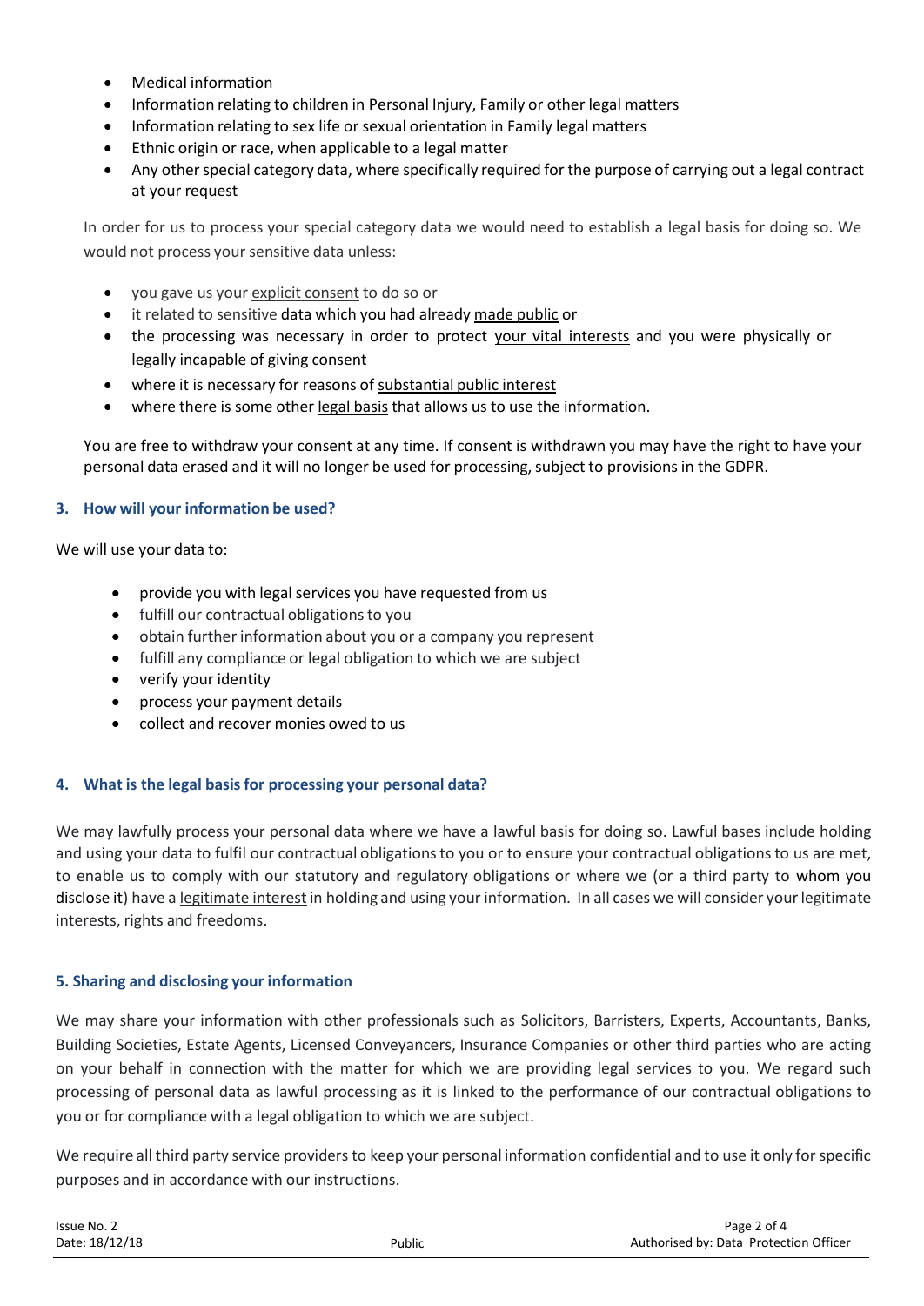- Medical information
- Information relating to children in Personal Injury, Family or other legal matters
- Information relating to sex life or sexual orientation in Family legal matters
- Ethnic origin or race, when applicable to a legal matter
- Any other special category data, where specifically required for the purpose of carrying out a legal contract at your request

In order for us to process your special category data we would need to establish a legal basis for doing so. We would not process your sensitive data unless:

- you gave us your explicit consent to do so or
- it related to sensitive data which you had already made public or
- the processing was necessary in order to protect your vital interests and you were physically or legally incapable of giving consent
- where it is necessary for reasons of substantial public interest
- where there is some other legal basis that allows us to use the information.

You are free to withdraw your consent at any time. If consent is withdrawn you may have the right to have your personal data erased and it will no longer be used for processing, subject to provisions in the GDPR.

## 3. How will your information be used?

We will use your data to:

- provide you with legal services you have requested from us
- fulfill our contractual obligations to you
- obtain further information about you or a company you represent
- fulfill any compliance or legal obligation to which we are subject
- verify your identity
- process your payment details
- collect and recover monies owed to us

## 4. What is the legal basis for processing your personal data?

We may lawfully process your personal data where we have a lawful basis for doing so. Lawful bases include holding and using your data to fulfil our contractual obligations to you or to ensure your contractual obligations to us are met, to enable us to comply with our statutory and regulatory obligations or where we (or a third party to whom you disclose it) have a legitimate interest in holding and using your information. In all cases we will consider your legitimate interests, rights and freedoms.

## 5. Sharing and disclosing your information

We may share your information with other professionals such as Solicitors, Barristers, Experts, Accountants, Banks, Building Societies, Estate Agents, Licensed Conveyancers, Insurance Companies or other third parties who are acting on your behalf in connection with the matter for which we are providing legal services to you. We regard such processing of personal data as lawful processing as it is linked to the performance of our contractual obligations to you or for compliance with a legal obligation to which we are subject.

We require all third party service providers to keep your personal information confidential and to use it only for specific purposes and in accordance with our instructions.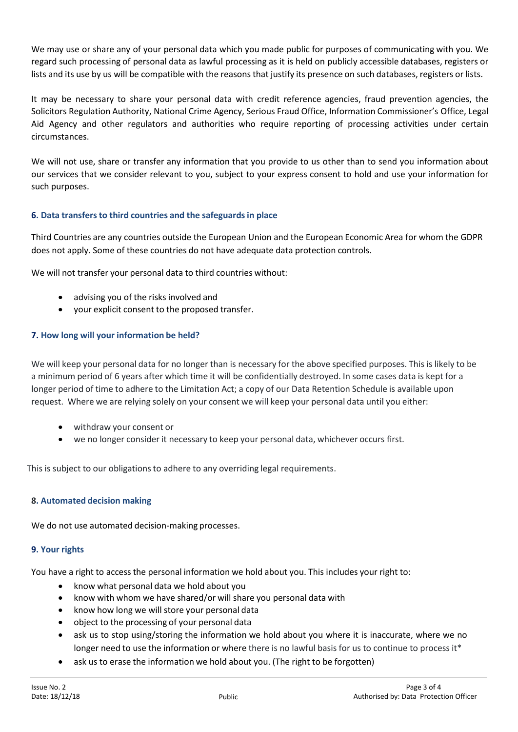We may use or share any of your personal data which you made public for purposes of communicating with you. We regard such processing of personal data as lawful processing as it is held on publicly accessible databases, registers or lists and its use by us will be compatible with the reasons that justify its presence on such databases, registers or lists.

It may be necessary to share your personal data with credit reference agencies, fraud prevention agencies, the Solicitors Regulation Authority, National Crime Agency, Serious Fraud Office, Information Commissioner's Office, Legal Aid Agency and other regulators and authorities who require reporting of processing activities under certain circumstances.

We will not use, share or transfer any information that you provide to us other than to send you information about our services that we consider relevant to you, subject to your express consent to hold and use your information for such purposes.

### 6. Data transfers to third countries and the safeguards in place

Third Countries are any countries outside the European Union and the European Economic Area for whom the GDPR does not apply. Some of these countries do not have adequate data protection controls.

We will not transfer your personal data to third countries without:

- advising you of the risks involved and
- your explicit consent to the proposed transfer.

### 7. How long will your information be held?

We will keep your personal data for no longer than is necessary for the above specified purposes. This is likely to be a minimum period of 6 years after which time it will be confidentially destroyed. In some cases data is kept for a longer period of time to adhere to the Limitation Act; a copy of our Data Retention Schedule is available upon request. Where we are relying solely on your consent we will keep your personal data until you either:

- withdraw your consent or
- we no longer consider it necessary to keep your personal data, whichever occurs first.

This is subject to our obligations to adhere to any overriding legal requirements.

### 8. Automated decision making

We do not use automated decision-making processes.

### 9. Your rights

You have a right to access the personal information we hold about you. This includes your right to:

- know what personal data we hold about you
- know with whom we have shared/or will share you personal data with
- know how long we will store your personal data
- object to the processing of your personal data
- ask us to stop using/storing the information we hold about you where it is inaccurate, where we no longer need to use the information or where there is no lawful basis for us to continue to process it*
- ask us to erase the information we hold about you. (The right to be forgotten)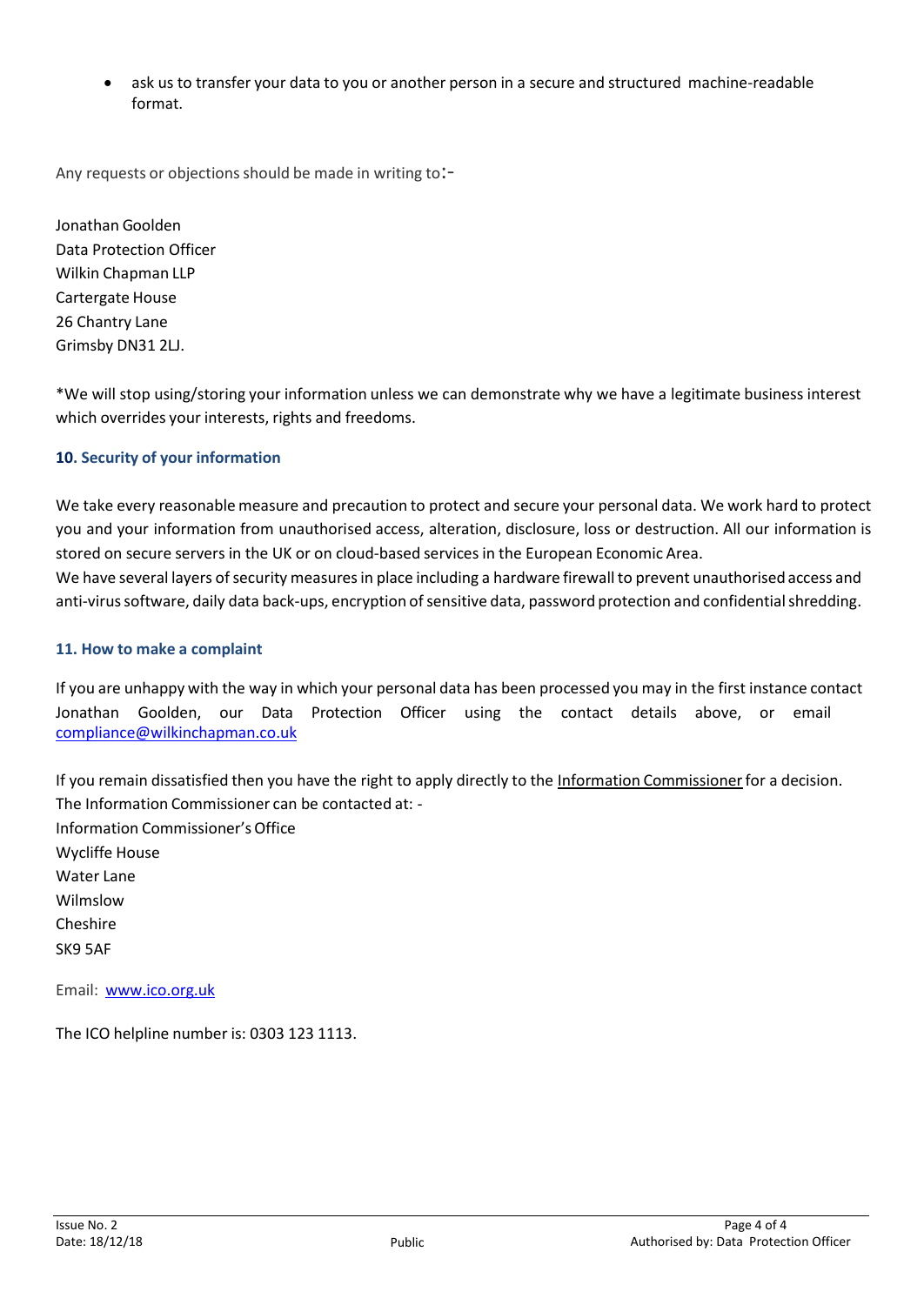- ask us to transfer your data to you or another person in a secure and structured machine-readable format.

Any requests or objections should be made in writing to:-

Jonathan Goolden
Data Protection Officer
Wilkin Chapman LLP
Cartergate House
26 Chantry Lane
Grimsby DN31 2LJ.

*We will stop using/storing your information unless we can demonstrate why we have a legitimate business interest which overrides your interests, rights and freedoms.

### 10. Security of your information

We take every reasonable measure and precaution to protect and secure your personal data. We work hard to protect you and your information from unauthorised access, alteration, disclosure, loss or destruction. All our information is stored on secure servers in the UK or on cloud-based services in the European Economic Area.
We have several layers of security measures in place including a hardware firewall to prevent unauthorised access and anti-virus software, daily data back-ups, encryption of sensitive data, password protection and confidential shredding.

### 11. How to make a complaint

If you are unhappy with the way in which your personal data has been processed you may in the first instance contact Jonathan Goolden, our Data Protection Officer using the contact details above, or email compliance@wilkinchapman.co.uk

If you remain dissatisfied then you have the right to apply directly to the Information Commissioner for a decision.
The Information Commissioner can be contacted at: -
Information Commissioner's Office
Wycliffe House
Water Lane
Wilmslow
Cheshire
SK9 5AF

Email: www.ico.org.uk

The ICO helpline number is: 0303 123 1113.

Issue No. 2
Date: 18/12/18
Public
Authorised by: Data Protection Officer